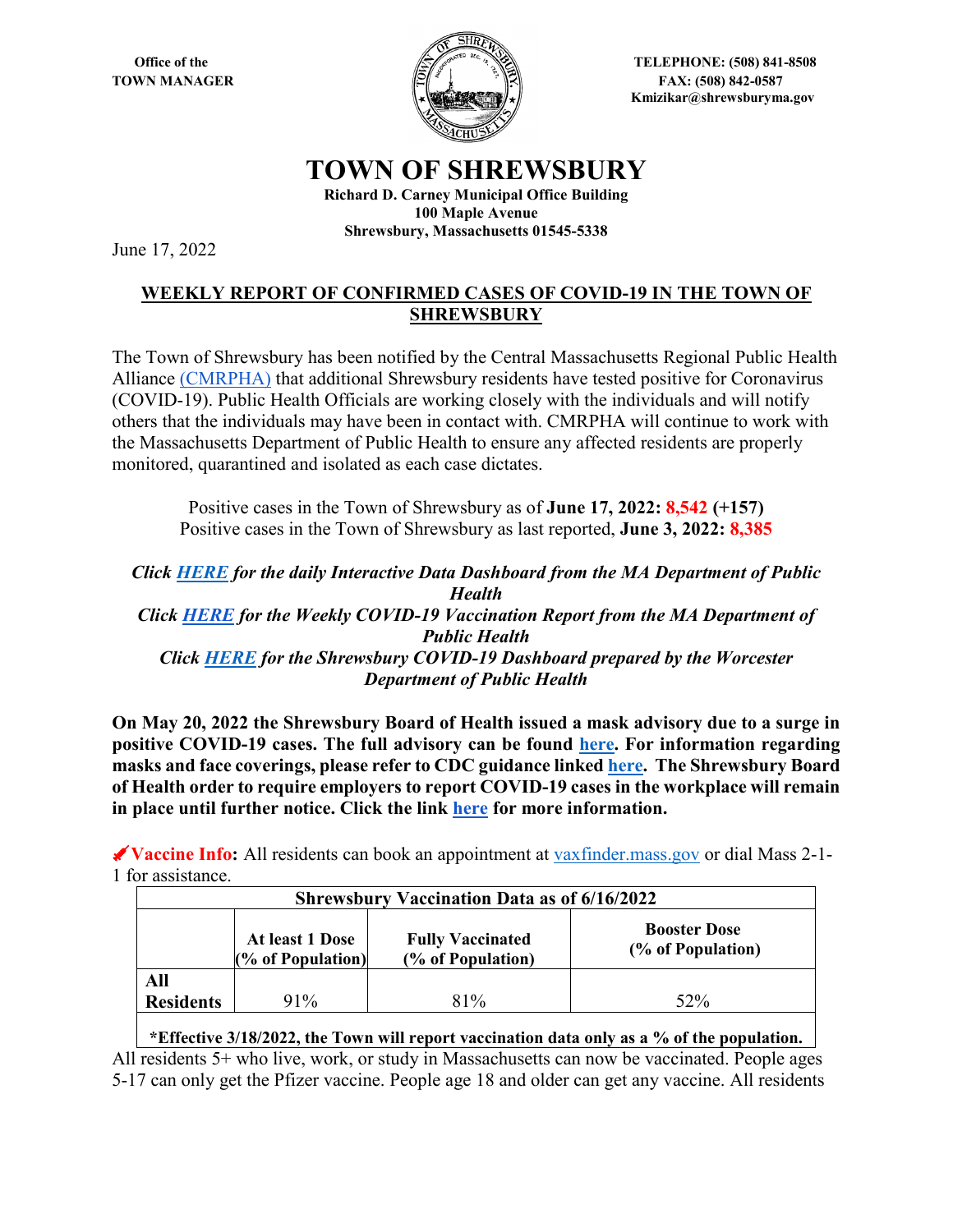Office of the
TOWN MANAGER

TELEPHONE: (508) 841-8508
FAX: (508) 842-0587
Kmizikar@shrewsburyma.gov

# TOWN OF SHREWSBURY

**Richard D. Carney Municipal Office Building**
**100 Maple Avenue**
**Shrewsbury, Massachusetts 01545-5338**

June 17, 2022

## WEEKLY REPORT OF CONFIRMED CASES OF COVID-19 IN THE TOWN OF SHREWSBURY

The Town of Shrewsbury has been notified by the Central Massachusetts Regional Public Health Alliance (CMRPHA) that additional Shrewsbury residents have tested positive for Coronavirus (COVID-19). Public Health Officials are working closely with the individuals and will notify others that the individuals may have been in contact with. CMRPHA will continue to work with the Massachusetts Department of Public Health to ensure any affected residents are properly monitored, quarantined and isolated as each case dictates.

Positive cases in the Town of Shrewsbury as of **June 17, 2022: 8,542 (+157)**
Positive cases in the Town of Shrewsbury as last reported, **June 3, 2022: 8,385**

*Click **HERE** for the daily Interactive Data Dashboard from the MA Department of Public Health*
*Click **HERE** for the Weekly COVID-19 Vaccination Report from the MA Department of Public Health*
*Click **HERE** for the Shrewsbury COVID-19 Dashboard prepared by the Worcester Department of Public Health*

**On May 20, 2022 the Shrewsbury Board of Health issued a mask advisory due to a surge in positive COVID-19 cases. The full advisory can be found here. For information regarding masks and face coverings, please refer to CDC guidance linked here. The Shrewsbury Board of Health order to require employers to report COVID-19 cases in the workplace will remain in place until further notice. Click the link here for more information.**

✔**Vaccine Info:** All residents can book an appointment at vaxfinder.mass.gov or dial Mass 2-1-1 for assistance.

| Shrewsbury Vaccination Data as of 6/16/2022 | | | |
|---|---|---|---|
| | **At least 1 Dose (% of Population)** | **Fully Vaccinated (% of Population)** | **Booster Dose (% of Population)** |
| **All Residents** | 91% | 81% | 52% |
| ***Effective 3/18/2022, the Town will report vaccination data only as a % of the population.** | | | |

All residents 5+ who live, work, or study in Massachusetts can now be vaccinated. People ages 5-17 can only get the Pfizer vaccine. People age 18 and older can get any vaccine. All residents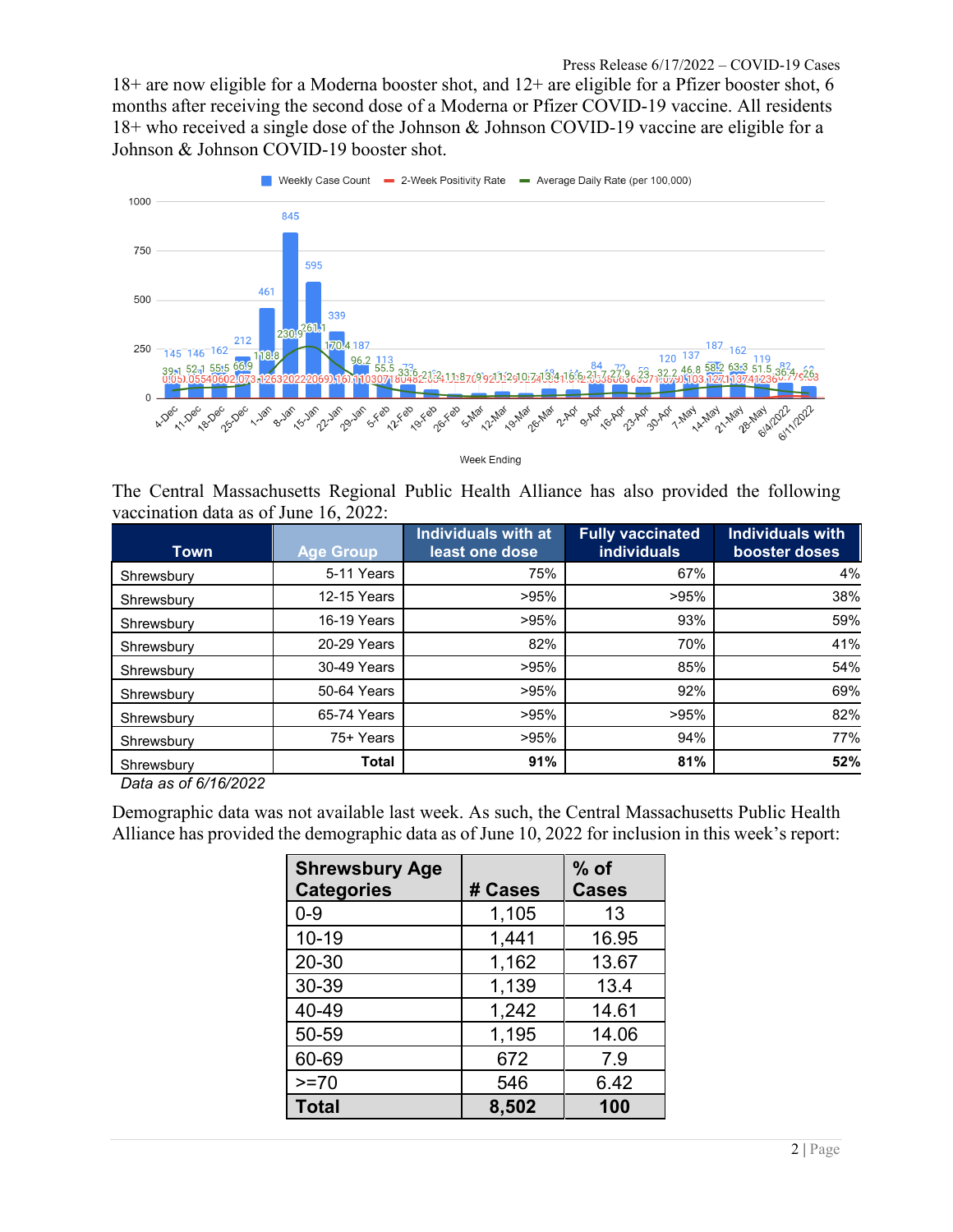18+ are now eligible for a Moderna booster shot, and 12+ are eligible for a Pfizer booster shot, 6 months after receiving the second dose of a Moderna or Pfizer COVID-19 vaccine. All residents 18+ who received a single dose of the Johnson & Johnson COVID-19 vaccine are eligible for a Johnson & Johnson COVID-19 booster shot.

The Central Massachusetts Regional Public Health Alliance has also provided the following vaccination data as of June 16, 2022:

| Town | Age Group | Individuals with at least one dose | Fully vaccinated individuals | Individuals with booster doses |
|---|---|---|---|---|
| Shrewsbury | 5-11 Years | 75% | 67% | 4% |
| Shrewsbury | 12-15 Years | >95% | >95% | 38% |
| Shrewsbury | 16-19 Years | >95% | 93% | 59% |
| Shrewsbury | 20-29 Years | 82% | 70% | 41% |
| Shrewsbury | 30-49 Years | >95% | 85% | 54% |
| Shrewsbury | 50-64 Years | >95% | 92% | 69% |
| Shrewsbury | 65-74 Years | >95% | >95% | 82% |
| Shrewsbury | 75+ Years | >95% | 94% | 77% |
| Shrewsbury | **Total** | **91%** | **81%** | **52%** |

*Data as of 6/16/2022*

Demographic data was not available last week. As such, the Central Massachusetts Public Health Alliance has provided the demographic data as of June 10, 2022 for inclusion in this week's report:

| Shrewsbury Age Categories | # Cases | % of Cases |
|---|---|---|
| 0-9 | 1,105 | 13 |
| 10-19 | 1,441 | 16.95 |
| 20-30 | 1,162 | 13.67 |
| 30-39 | 1,139 | 13.4 |
| 40-49 | 1,242 | 14.61 |
| 50-59 | 1,195 | 14.06 |
| 60-69 | 672 | 7.9 |
| >=70 | 546 | 6.42 |
| **Total** | **8,502** | **100** |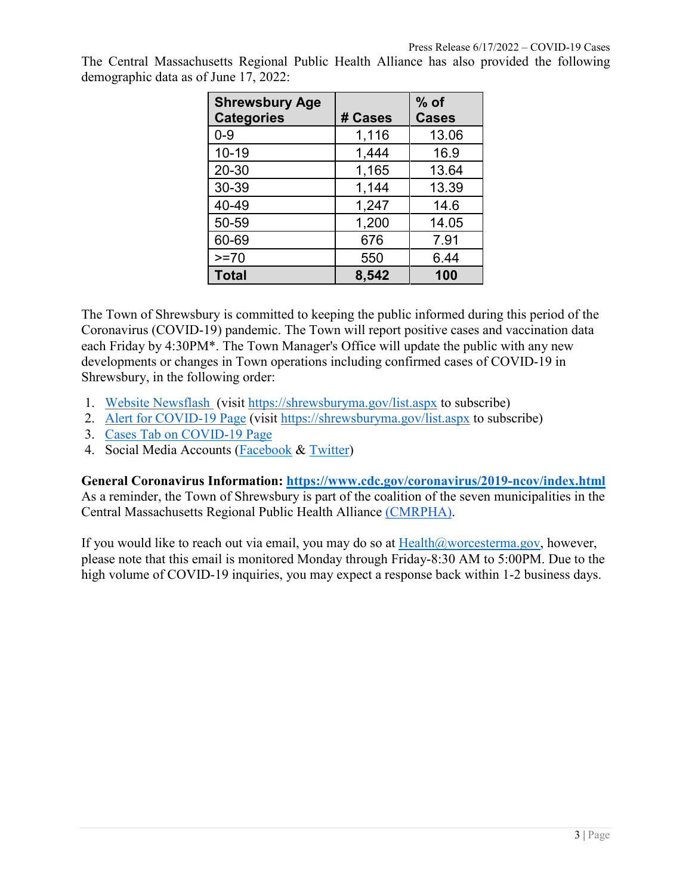The Central Massachusetts Regional Public Health Alliance has also provided the following demographic data as of June 17, 2022:

| Shrewsbury Age Categories | # Cases | % of Cases |
|---|---|---|
| 0-9 | 1,116 | 13.06 |
| 10-19 | 1,444 | 16.9 |
| 20-30 | 1,165 | 13.64 |
| 30-39 | 1,144 | 13.39 |
| 40-49 | 1,247 | 14.6 |
| 50-59 | 1,200 | 14.05 |
| 60-69 | 676 | 7.91 |
| >=70 | 550 | 6.44 |
| **Total** | **8,542** | **100** |

The Town of Shrewsbury is committed to keeping the public informed during this period of the Coronavirus (COVID-19) pandemic. The Town will report positive cases and vaccination data each Friday by 4:30PM*. The Town Manager's Office will update the public with any new developments or changes in Town operations including confirmed cases of COVID-19 in Shrewsbury, in the following order:

1. Website Newsflash (visit https://shrewsburyma.gov/list.aspx to subscribe)
2. Alert for COVID-19 Page (visit https://shrewsburyma.gov/list.aspx to subscribe)
3. Cases Tab on COVID-19 Page
4. Social Media Accounts (Facebook & Twitter)

**General Coronavirus Information: https://www.cdc.gov/coronavirus/2019-ncov/index.html**
As a reminder, the Town of Shrewsbury is part of the coalition of the seven municipalities in the Central Massachusetts Regional Public Health Alliance (CMRPHA).

If you would like to reach out via email, you may do so at Health@worcesterma.gov, however, please note that this email is monitored Monday through Friday-8:30 AM to 5:00PM. Due to the high volume of COVID-19 inquiries, you may expect a response back within 1-2 business days.